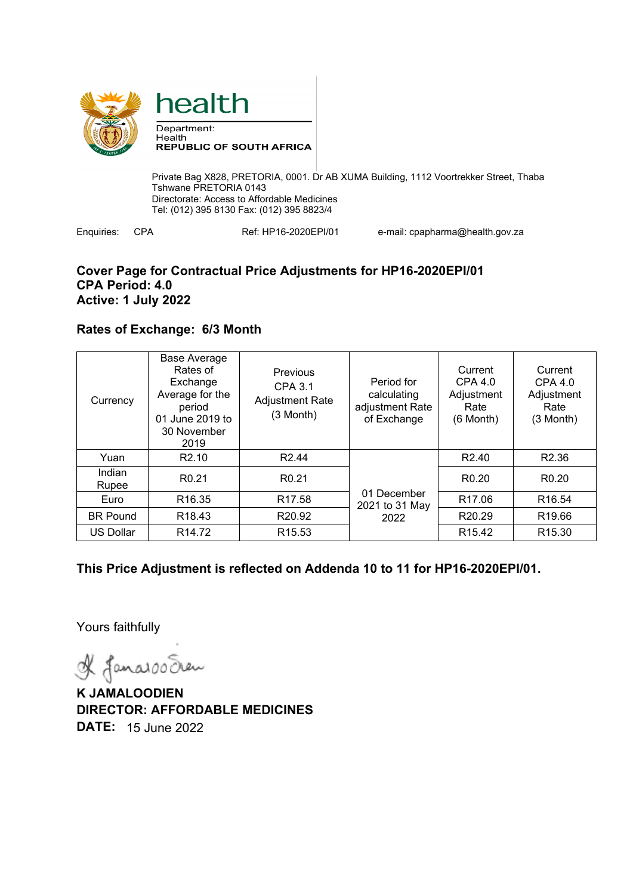health

Department:
Health
REPUBLIC OF SOUTH AFRICA

Private Bag X828, PRETORIA, 0001. Dr AB XUMA Building, 1112 Voortrekker Street, Thaba Tshwane PRETORIA 0143
Directorate: Access to Affordable Medicines
Tel: (012) 395 8130 Fax: (012) 395 8823/4

Enquiries: CPA    Ref: HP16-2020EPI/01    e-mail: cpapharma@health.gov.za

**Cover Page for Contractual Price Adjustments for HP16-2020EPI/01**
**CPA Period: 4.0**
**Active: 1 July 2022**

**Rates of Exchange: 6/3 Month**

| Currency | Base Average Rates of Exchange Average for the period 01 June 2019 to 30 November 2019 | Previous CPA 3.1 Adjustment Rate (3 Month) | Period for calculating adjustment Rate of Exchange | Current CPA 4.0 Adjustment Rate (6 Month) | Current CPA 4.0 Adjustment Rate (3 Month) |
|---|---|---|---|---|---|
| Yuan | R2.10 | R2.44 | 01 December 2021 to 31 May 2022 | R2.40 | R2.36 |
| Indian Rupee | R0.21 | R0.21 | | R0.20 | R0.20 |
| Euro | R16.35 | R17.58 | | R17.06 | R16.54 |
| BR Pound | R18.43 | R20.92 | | R20.29 | R19.66 |
| US Dollar | R14.72 | R15.53 | | R15.42 | R15.30 |

**This Price Adjustment is reflected on Addenda 10 to 11 for HP16-2020EPI/01.**

Yours faithfully

**K JAMALOODIEN**
**DIRECTOR: AFFORDABLE MEDICINES**
**DATE:** 15 June 2022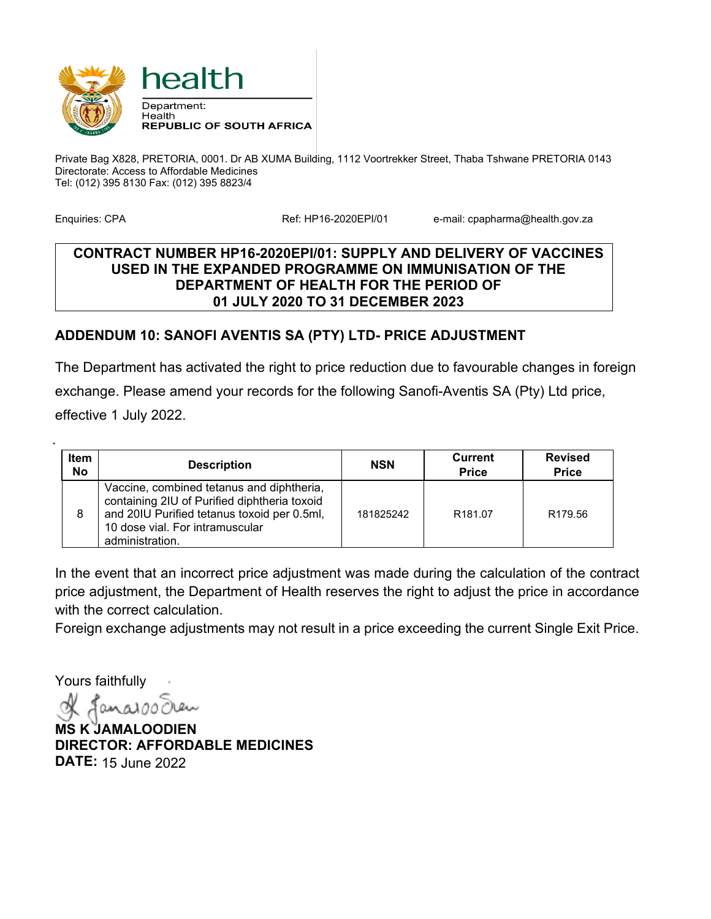**health**

Department:
Health
**REPUBLIC OF SOUTH AFRICA**

Private Bag X828, PRETORIA, 0001. Dr AB XUMA Building, 1112 Voortrekker Street, Thaba Tshwane PRETORIA 0143
Directorate: Access to Affordable Medicines
Tel: (012) 395 8130 Fax: (012) 395 8823/4

Enquiries: CPA    Ref: HP16-2020EPI/01    e-mail: cpapharma@health.gov.za

**CONTRACT NUMBER HP16-2020EPI/01: SUPPLY AND DELIVERY OF VACCINES USED IN THE EXPANDED PROGRAMME ON IMMUNISATION OF THE DEPARTMENT OF HEALTH FOR THE PERIOD OF 01 JULY 2020 TO 31 DECEMBER 2023**

## ADDENDUM 10: SANOFI AVENTIS SA (PTY) LTD- PRICE ADJUSTMENT

The Department has activated the right to price reduction due to favourable changes in foreign exchange. Please amend your records for the following Sanofi-Aventis SA (Pty) Ltd price, effective 1 July 2022.

| Item No | Description | NSN | Current Price | Revised Price |
|---|---|---|---|---|
| 8 | Vaccine, combined tetanus and diphtheria, containing 2IU of Purified diphtheria toxoid and 20IU Purified tetanus toxoid per 0.5ml, 10 dose vial. For intramuscular administration. | 181825242 | R181.07 | R179.56 |

In the event that an incorrect price adjustment was made during the calculation of the contract price adjustment, the Department of Health reserves the right to adjust the price in accordance with the correct calculation.
Foreign exchange adjustments may not result in a price exceeding the current Single Exit Price.

Yours faithfully

**MS K JAMALOODIEN**
**DIRECTOR: AFFORDABLE MEDICINES**
**DATE:** 15 June 2022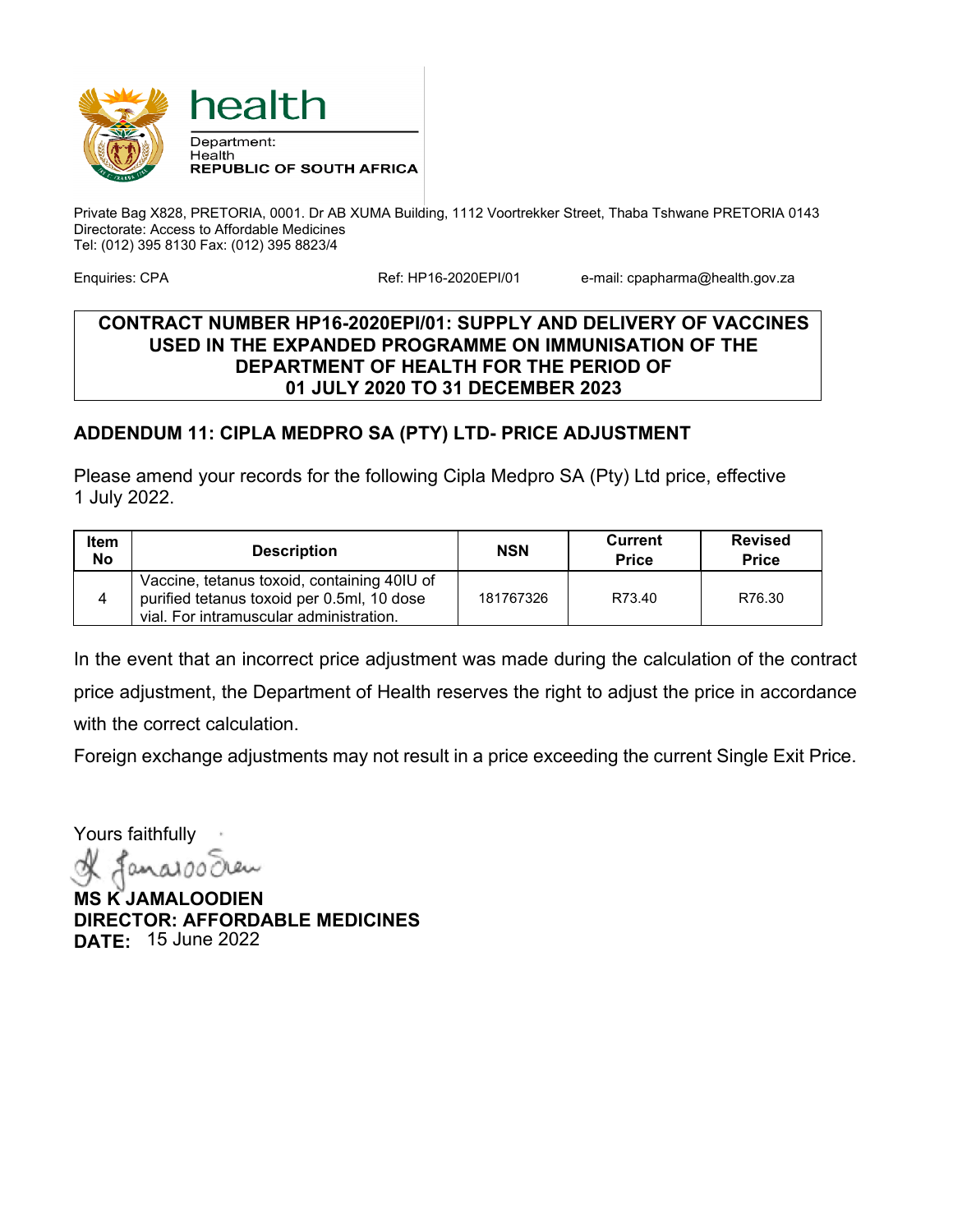health

Department:
Health
**REPUBLIC OF SOUTH AFRICA**

Private Bag X828, PRETORIA, 0001. Dr AB XUMA Building, 1112 Voortrekker Street, Thaba Tshwane PRETORIA 0143
Directorate: Access to Affordable Medicines
Tel: (012) 395 8130 Fax: (012) 395 8823/4

Enquiries: CPA    Ref: HP16-2020EPI/01    e-mail: cpapharma@health.gov.za

**CONTRACT NUMBER HP16-2020EPI/01: SUPPLY AND DELIVERY OF VACCINES USED IN THE EXPANDED PROGRAMME ON IMMUNISATION OF THE DEPARTMENT OF HEALTH FOR THE PERIOD OF 01 JULY 2020 TO 31 DECEMBER 2023**

## ADDENDUM 11: CIPLA MEDPRO SA (PTY) LTD- PRICE ADJUSTMENT

Please amend your records for the following Cipla Medpro SA (Pty) Ltd price, effective 1 July 2022.

| Item No | Description | NSN | Current Price | Revised Price |
|---|---|---|---|---|
| 4 | Vaccine, tetanus toxoid, containing 40IU of purified tetanus toxoid per 0.5ml, 10 dose vial. For intramuscular administration. | 181767326 | R73.40 | R76.30 |

In the event that an incorrect price adjustment was made during the calculation of the contract price adjustment, the Department of Health reserves the right to adjust the price in accordance with the correct calculation.

Foreign exchange adjustments may not result in a price exceeding the current Single Exit Price.

Yours faithfully

**MS K JAMALOODIEN**
**DIRECTOR: AFFORDABLE MEDICINES**
**DATE:** 15 June 2022